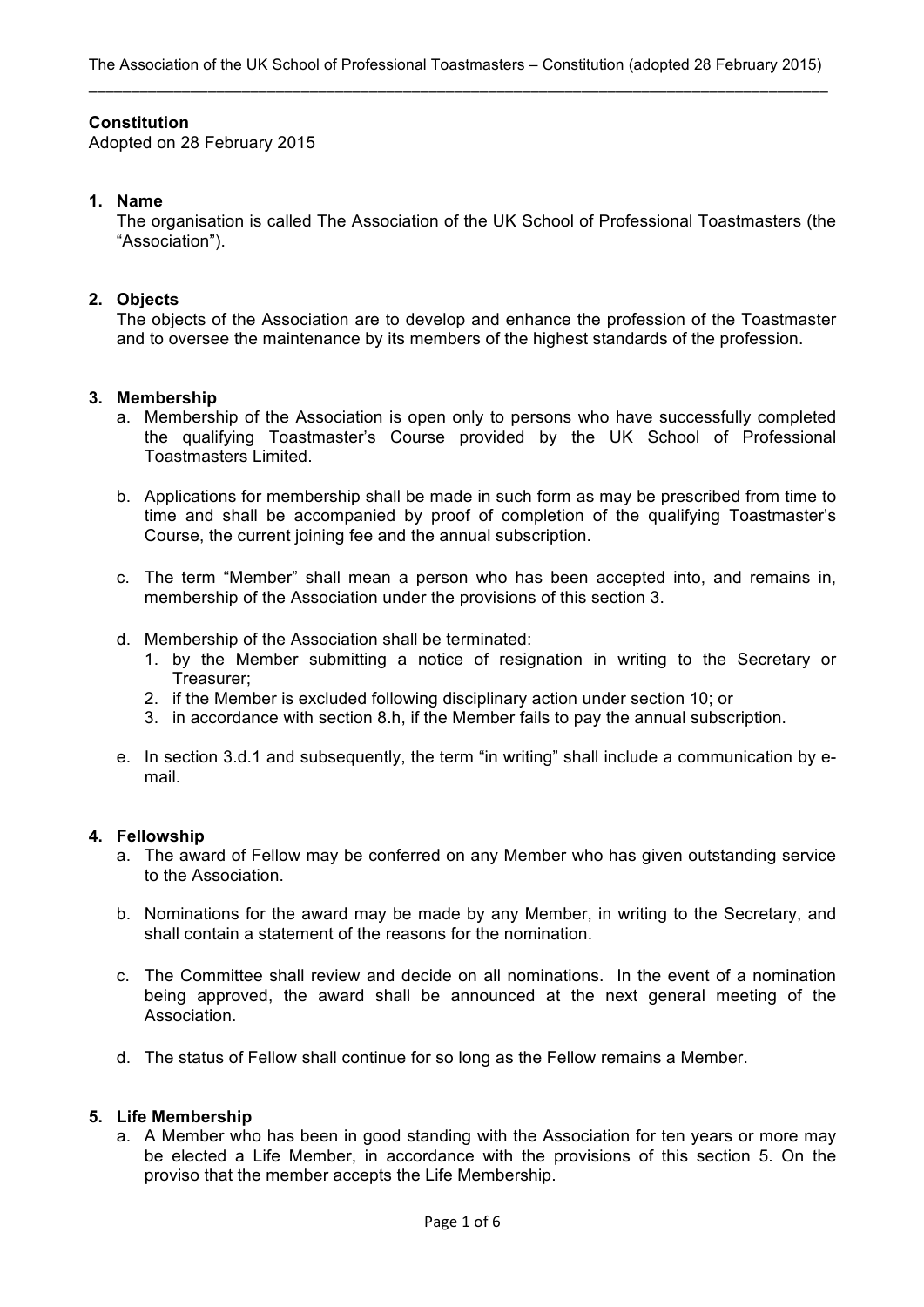## Constitution

Adopted on 28 February 2015

### 1. Name

The organisation is called The Association of the UK School of Professional Toastmasters (the "Association").

### 2. Objects

The objects of the Association are to develop and enhance the profession of the Toastmaster and to oversee the maintenance by its members of the highest standards of the profession.

### 3. Membership

a. Membership of the Association is open only to persons who have successfully completed the qualifying Toastmaster's Course provided by the UK School of Professional Toastmasters Limited.

b. Applications for membership shall be made in such form as may be prescribed from time to time and shall be accompanied by proof of completion of the qualifying Toastmaster's Course, the current joining fee and the annual subscription.

c. The term "Member" shall mean a person who has been accepted into, and remains in, membership of the Association under the provisions of this section 3.

d. Membership of the Association shall be terminated:
   1. by the Member submitting a notice of resignation in writing to the Secretary or Treasurer;
   2. if the Member is excluded following disciplinary action under section 10; or
   3. in accordance with section 8.h, if the Member fails to pay the annual subscription.

e. In section 3.d.1 and subsequently, the term "in writing" shall include a communication by e-mail.

### 4. Fellowship

a. The award of Fellow may be conferred on any Member who has given outstanding service to the Association.

b. Nominations for the award may be made by any Member, in writing to the Secretary, and shall contain a statement of the reasons for the nomination.

c. The Committee shall review and decide on all nominations. In the event of a nomination being approved, the award shall be announced at the next general meeting of the Association.

d. The status of Fellow shall continue for so long as the Fellow remains a Member.

### 5. Life Membership

a. A Member who has been in good standing with the Association for ten years or more may be elected a Life Member, in accordance with the provisions of this section 5. On the proviso that the member accepts the Life Membership.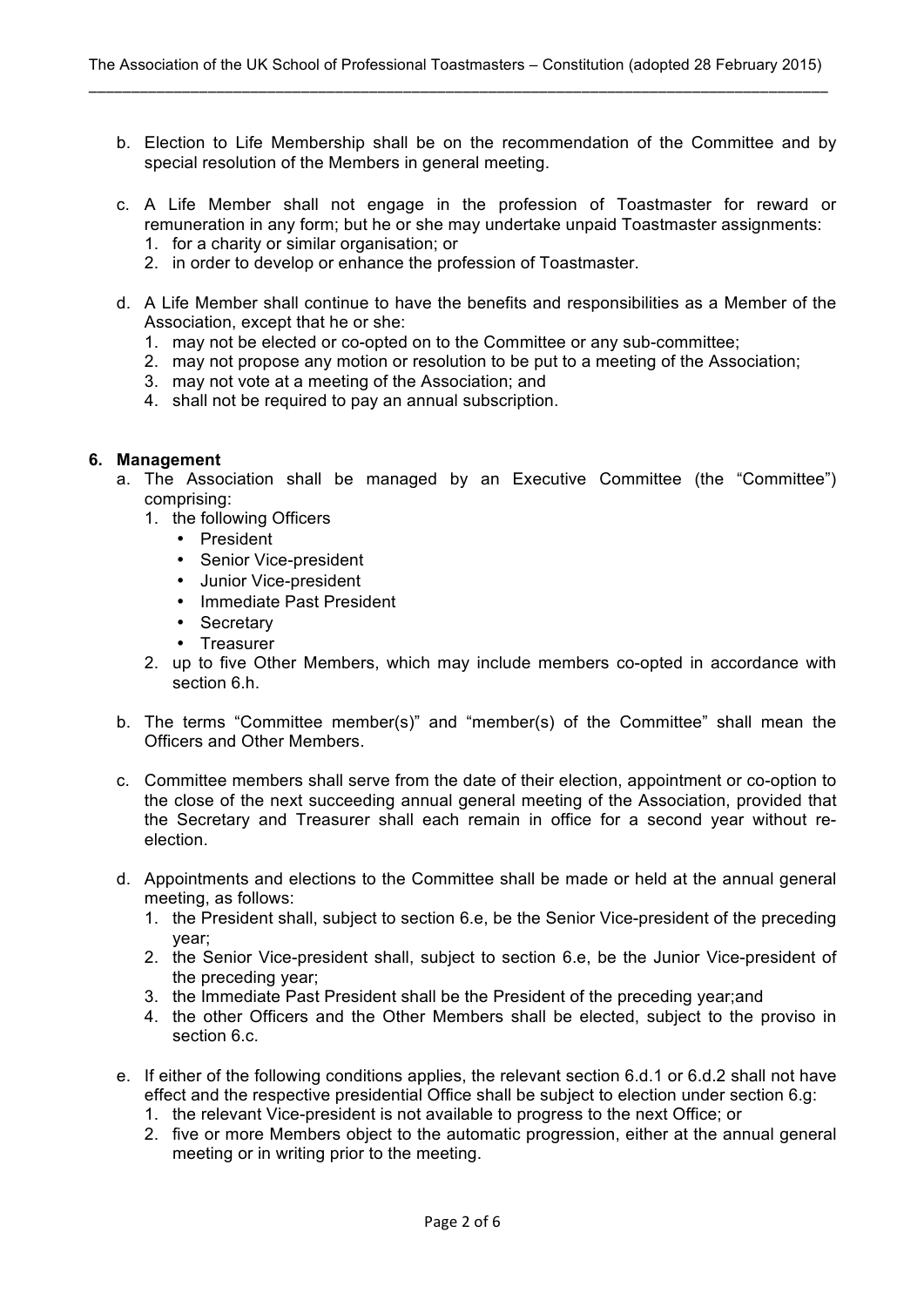b. Election to Life Membership shall be on the recommendation of the Committee and by special resolution of the Members in general meeting.

c. A Life Member shall not engage in the profession of Toastmaster for reward or remuneration in any form; but he or she may undertake unpaid Toastmaster assignments:
   1. for a charity or similar organisation; or
   2. in order to develop or enhance the profession of Toastmaster.

d. A Life Member shall continue to have the benefits and responsibilities as a Member of the Association, except that he or she:
   1. may not be elected or co-opted on to the Committee or any sub-committee;
   2. may not propose any motion or resolution to be put to a meeting of the Association;
   3. may not vote at a meeting of the Association; and
   4. shall not be required to pay an annual subscription.

**6. Management**

a. The Association shall be managed by an Executive Committee (the "Committee") comprising:
   1. the following Officers
      - President
      - Senior Vice-president
      - Junior Vice-president
      - Immediate Past President
      - Secretary
      - Treasurer
   2. up to five Other Members, which may include members co-opted in accordance with section 6.h.

b. The terms "Committee member(s)" and "member(s) of the Committee" shall mean the Officers and Other Members.

c. Committee members shall serve from the date of their election, appointment or co-option to the close of the next succeeding annual general meeting of the Association, provided that the Secretary and Treasurer shall each remain in office for a second year without re-election.

d. Appointments and elections to the Committee shall be made or held at the annual general meeting, as follows:
   1. the President shall, subject to section 6.e, be the Senior Vice-president of the preceding year;
   2. the Senior Vice-president shall, subject to section 6.e, be the Junior Vice-president of the preceding year;
   3. the Immediate Past President shall be the President of the preceding year;and
   4. the other Officers and the Other Members shall be elected, subject to the proviso in section 6.c.

e. If either of the following conditions applies, the relevant section 6.d.1 or 6.d.2 shall not have effect and the respective presidential Office shall be subject to election under section 6.g:
   1. the relevant Vice-president is not available to progress to the next Office; or
   2. five or more Members object to the automatic progression, either at the annual general meeting or in writing prior to the meeting.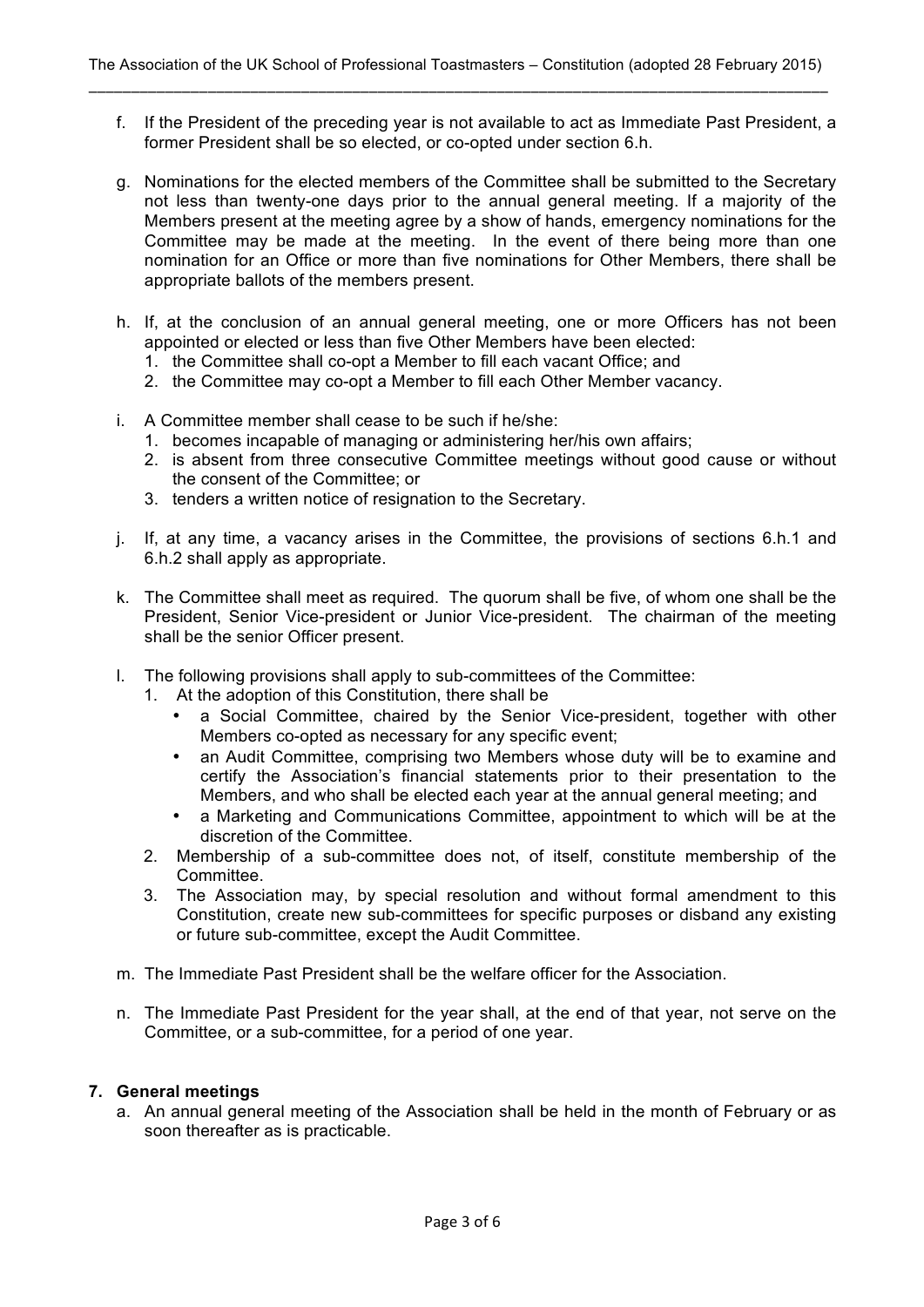f. If the President of the preceding year is not available to act as Immediate Past President, a former President shall be so elected, or co-opted under section 6.h.

g. Nominations for the elected members of the Committee shall be submitted to the Secretary not less than twenty-one days prior to the annual general meeting. If a majority of the Members present at the meeting agree by a show of hands, emergency nominations for the Committee may be made at the meeting. In the event of there being more than one nomination for an Office or more than five nominations for Other Members, there shall be appropriate ballots of the members present.

h. If, at the conclusion of an annual general meeting, one or more Officers has not been appointed or elected or less than five Other Members have been elected:
   1. the Committee shall co-opt a Member to fill each vacant Office; and
   2. the Committee may co-opt a Member to fill each Other Member vacancy.

i. A Committee member shall cease to be such if he/she:
   1. becomes incapable of managing or administering her/his own affairs;
   2. is absent from three consecutive Committee meetings without good cause or without the consent of the Committee; or
   3. tenders a written notice of resignation to the Secretary.

j. If, at any time, a vacancy arises in the Committee, the provisions of sections 6.h.1 and 6.h.2 shall apply as appropriate.

k. The Committee shall meet as required. The quorum shall be five, of whom one shall be the President, Senior Vice-president or Junior Vice-president. The chairman of the meeting shall be the senior Officer present.

l. The following provisions shall apply to sub-committees of the Committee:
   1. At the adoption of this Constitution, there shall be
      - a Social Committee, chaired by the Senior Vice-president, together with other Members co-opted as necessary for any specific event;
      - an Audit Committee, comprising two Members whose duty will be to examine and certify the Association's financial statements prior to their presentation to the Members, and who shall be elected each year at the annual general meeting; and
      - a Marketing and Communications Committee, appointment to which will be at the discretion of the Committee.
   2. Membership of a sub-committee does not, of itself, constitute membership of the Committee.
   3. The Association may, by special resolution and without formal amendment to this Constitution, create new sub-committees for specific purposes or disband any existing or future sub-committee, except the Audit Committee.

m. The Immediate Past President shall be the welfare officer for the Association.

n. The Immediate Past President for the year shall, at the end of that year, not serve on the Committee, or a sub-committee, for a period of one year.

### 7. General meetings

a. An annual general meeting of the Association shall be held in the month of February or as soon thereafter as is practicable.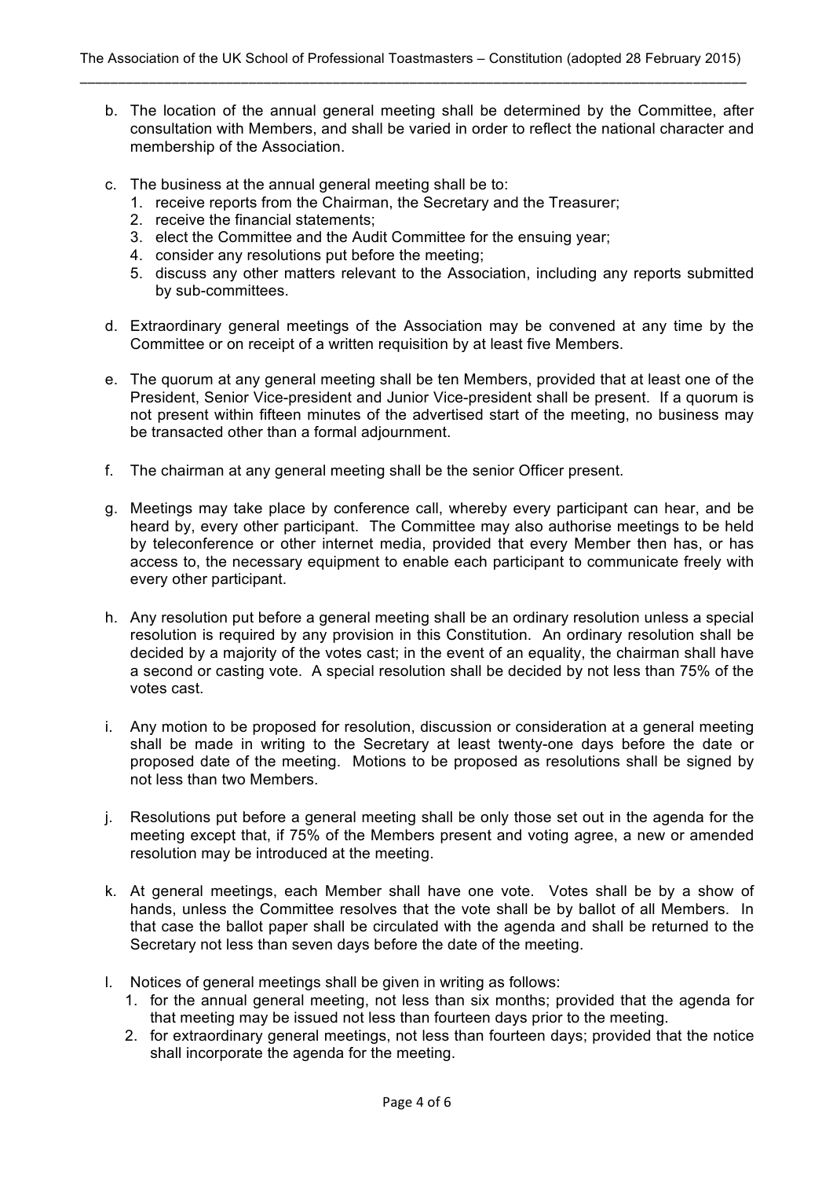b. The location of the annual general meeting shall be determined by the Committee, after consultation with Members, and shall be varied in order to reflect the national character and membership of the Association.

c. The business at the annual general meeting shall be to:
   1. receive reports from the Chairman, the Secretary and the Treasurer;
   2. receive the financial statements;
   3. elect the Committee and the Audit Committee for the ensuing year;
   4. consider any resolutions put before the meeting;
   5. discuss any other matters relevant to the Association, including any reports submitted by sub-committees.

d. Extraordinary general meetings of the Association may be convened at any time by the Committee or on receipt of a written requisition by at least five Members.

e. The quorum at any general meeting shall be ten Members, provided that at least one of the President, Senior Vice-president and Junior Vice-president shall be present. If a quorum is not present within fifteen minutes of the advertised start of the meeting, no business may be transacted other than a formal adjournment.

f. The chairman at any general meeting shall be the senior Officer present.

g. Meetings may take place by conference call, whereby every participant can hear, and be heard by, every other participant. The Committee may also authorise meetings to be held by teleconference or other internet media, provided that every Member then has, or has access to, the necessary equipment to enable each participant to communicate freely with every other participant.

h. Any resolution put before a general meeting shall be an ordinary resolution unless a special resolution is required by any provision in this Constitution. An ordinary resolution shall be decided by a majority of the votes cast; in the event of an equality, the chairman shall have a second or casting vote. A special resolution shall be decided by not less than 75% of the votes cast.

i. Any motion to be proposed for resolution, discussion or consideration at a general meeting shall be made in writing to the Secretary at least twenty-one days before the date or proposed date of the meeting. Motions to be proposed as resolutions shall be signed by not less than two Members.

j. Resolutions put before a general meeting shall be only those set out in the agenda for the meeting except that, if 75% of the Members present and voting agree, a new or amended resolution may be introduced at the meeting.

k. At general meetings, each Member shall have one vote. Votes shall be by a show of hands, unless the Committee resolves that the vote shall be by ballot of all Members. In that case the ballot paper shall be circulated with the agenda and shall be returned to the Secretary not less than seven days before the date of the meeting.

l. Notices of general meetings shall be given in writing as follows:
   1. for the annual general meeting, not less than six months; provided that the agenda for that meeting may be issued not less than fourteen days prior to the meeting.
   2. for extraordinary general meetings, not less than fourteen days; provided that the notice shall incorporate the agenda for the meeting.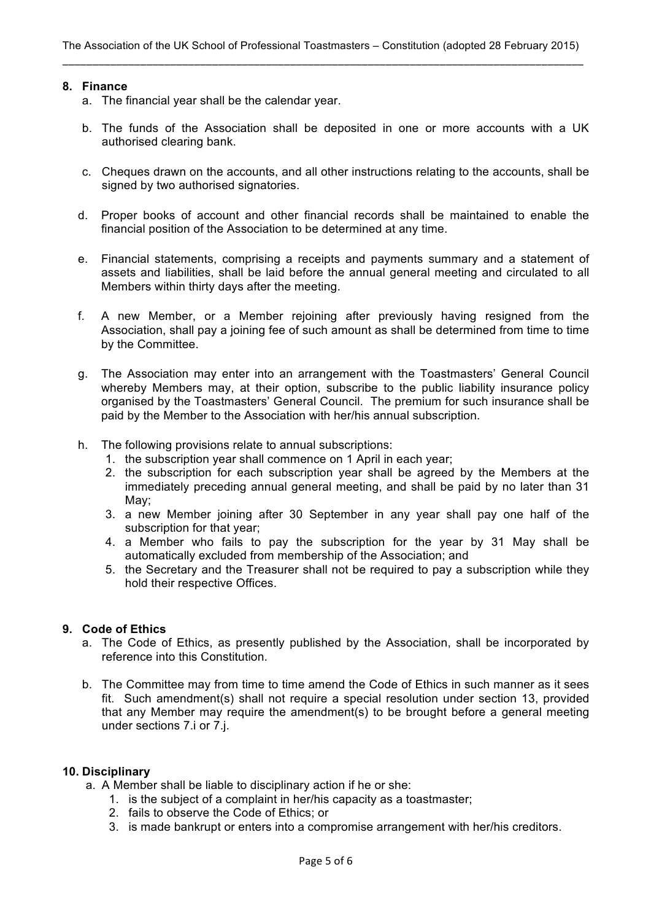## 8. Finance

a. The financial year shall be the calendar year.

b. The funds of the Association shall be deposited in one or more accounts with a UK authorised clearing bank.

c. Cheques drawn on the accounts, and all other instructions relating to the accounts, shall be signed by two authorised signatories.

d. Proper books of account and other financial records shall be maintained to enable the financial position of the Association to be determined at any time.

e. Financial statements, comprising a receipts and payments summary and a statement of assets and liabilities, shall be laid before the annual general meeting and circulated to all Members within thirty days after the meeting.

f. A new Member, or a Member rejoining after previously having resigned from the Association, shall pay a joining fee of such amount as shall be determined from time to time by the Committee.

g. The Association may enter into an arrangement with the Toastmasters' General Council whereby Members may, at their option, subscribe to the public liability insurance policy organised by the Toastmasters' General Council. The premium for such insurance shall be paid by the Member to the Association with her/his annual subscription.

h. The following provisions relate to annual subscriptions:
   1. the subscription year shall commence on 1 April in each year;
   2. the subscription for each subscription year shall be agreed by the Members at the immediately preceding annual general meeting, and shall be paid by no later than 31 May;
   3. a new Member joining after 30 September in any year shall pay one half of the subscription for that year;
   4. a Member who fails to pay the subscription for the year by 31 May shall be automatically excluded from membership of the Association; and
   5. the Secretary and the Treasurer shall not be required to pay a subscription while they hold their respective Offices.

## 9. Code of Ethics

a. The Code of Ethics, as presently published by the Association, shall be incorporated by reference into this Constitution.

b. The Committee may from time to time amend the Code of Ethics in such manner as it sees fit. Such amendment(s) shall not require a special resolution under section 13, provided that any Member may require the amendment(s) to be brought before a general meeting under sections 7.i or 7.j.

## 10. Disciplinary

a. A Member shall be liable to disciplinary action if he or she:
   1. is the subject of a complaint in her/his capacity as a toastmaster;
   2. fails to observe the Code of Ethics; or
   3. is made bankrupt or enters into a compromise arrangement with her/his creditors.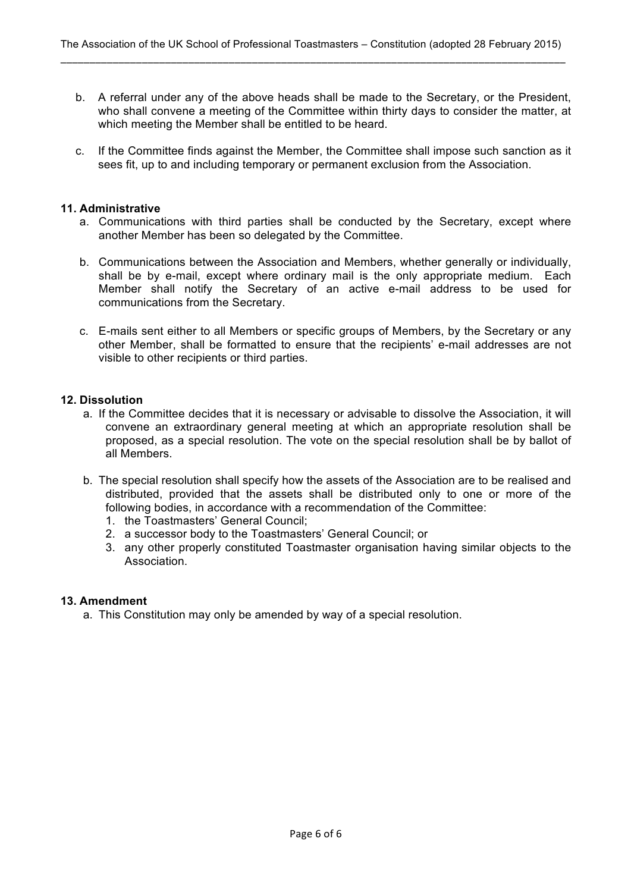b. A referral under any of the above heads shall be made to the Secretary, or the President, who shall convene a meeting of the Committee within thirty days to consider the matter, at which meeting the Member shall be entitled to be heard.

c. If the Committee finds against the Member, the Committee shall impose such sanction as it sees fit, up to and including temporary or permanent exclusion from the Association.

**11. Administrative**

a. Communications with third parties shall be conducted by the Secretary, except where another Member has been so delegated by the Committee.

b. Communications between the Association and Members, whether generally or individually, shall be by e-mail, except where ordinary mail is the only appropriate medium. Each Member shall notify the Secretary of an active e-mail address to be used for communications from the Secretary.

c. E-mails sent either to all Members or specific groups of Members, by the Secretary or any other Member, shall be formatted to ensure that the recipients' e-mail addresses are not visible to other recipients or third parties.

**12. Dissolution**

a. If the Committee decides that it is necessary or advisable to dissolve the Association, it will convene an extraordinary general meeting at which an appropriate resolution shall be proposed, as a special resolution. The vote on the special resolution shall be by ballot of all Members.

b. The special resolution shall specify how the assets of the Association are to be realised and distributed, provided that the assets shall be distributed only to one or more of the following bodies, in accordance with a recommendation of the Committee:
   1. the Toastmasters' General Council;
   2. a successor body to the Toastmasters' General Council; or
   3. any other properly constituted Toastmaster organisation having similar objects to the Association.

**13. Amendment**

a. This Constitution may only be amended by way of a special resolution.